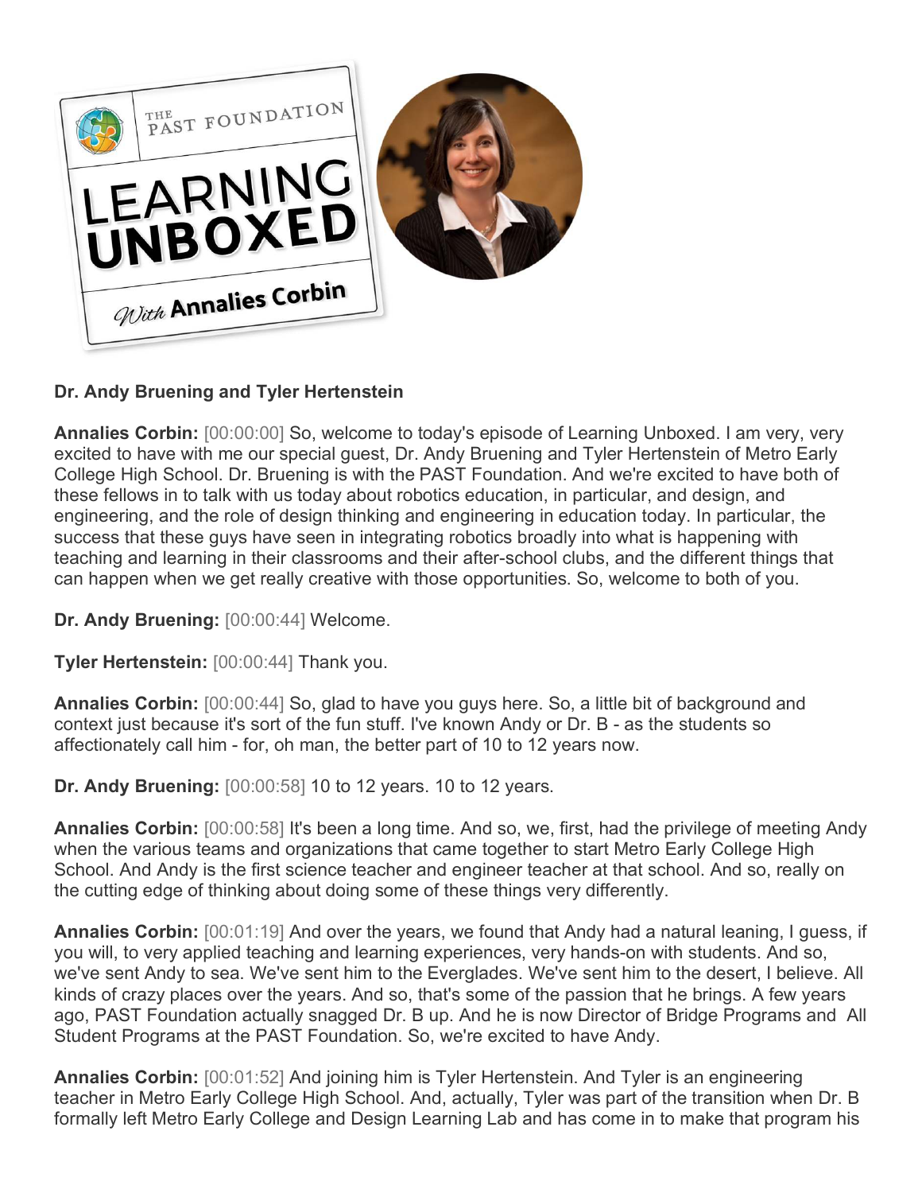**Dr. Andy Bruening and Tyler Hertenstein**

**Annalies Corbin:** [00:00:00] So, welcome to today's episode of Learning Unboxed. I am very, very excited to have with me our special guest, Dr. Andy Bruening and Tyler Hertenstein of Metro Early College High School. Dr. Bruening is with the PAST Foundation. And we're excited to have both of these fellows in to talk with us today about robotics education, in particular, and design, and engineering, and the role of design thinking and engineering in education today. In particular, the success that these guys have seen in integrating robotics broadly into what is happening with teaching and learning in their classrooms and their after-school clubs, and the different things that can happen when we get really creative with those opportunities. So, welcome to both of you.

**Dr. Andy Bruening:** [00:00:44] Welcome.

**Tyler Hertenstein:** [00:00:44] Thank you.

**Annalies Corbin:** [00:00:44] So, glad to have you guys here. So, a little bit of background and context just because it's sort of the fun stuff. I've known Andy or Dr. B - as the students so affectionately call him - for, oh man, the better part of 10 to 12 years now.

**Dr. Andy Bruening:** [00:00:58] 10 to 12 years. 10 to 12 years.

**Annalies Corbin:** [00:00:58] It's been a long time. And so, we, first, had the privilege of meeting Andy when the various teams and organizations that came together to start Metro Early College High School. And Andy is the first science teacher and engineer teacher at that school. And so, really on the cutting edge of thinking about doing some of these things very differently.

**Annalies Corbin:** [00:01:19] And over the years, we found that Andy had a natural leaning, I guess, if you will, to very applied teaching and learning experiences, very hands-on with students. And so, we've sent Andy to sea. We've sent him to the Everglades. We've sent him to the desert, I believe. All kinds of crazy places over the years. And so, that's some of the passion that he brings. A few years ago, PAST Foundation actually snagged Dr. B up. And he is now Director of Bridge Programs and All Student Programs at the PAST Foundation. So, we're excited to have Andy.

**Annalies Corbin:** [00:01:52] And joining him is Tyler Hertenstein. And Tyler is an engineering teacher in Metro Early College High School. And, actually, Tyler was part of the transition when Dr. B formally left Metro Early College and Design Learning Lab and has come in to make that program his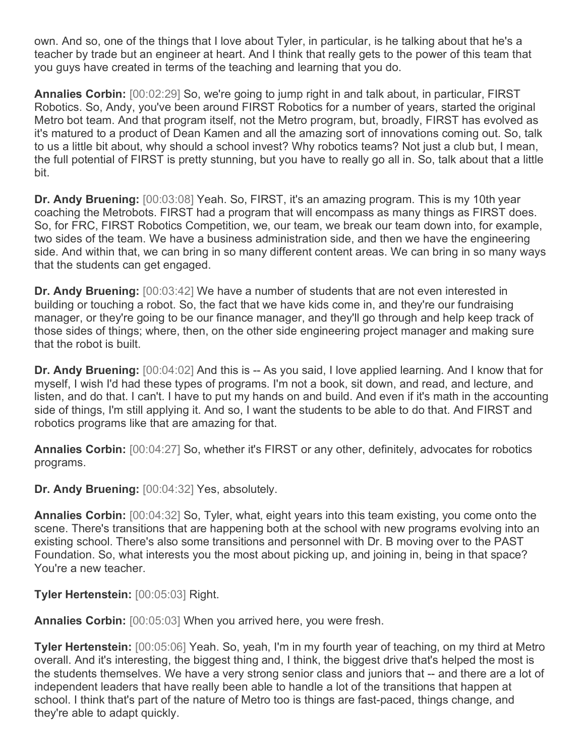own. And so, one of the things that I love about Tyler, in particular, is he talking about that he's a teacher by trade but an engineer at heart. And I think that really gets to the power of this team that you guys have created in terms of the teaching and learning that you do.

**Annalies Corbin:** [00:02:29] So, we're going to jump right in and talk about, in particular, FIRST Robotics. So, Andy, you've been around FIRST Robotics for a number of years, started the original Metro bot team. And that program itself, not the Metro program, but, broadly, FIRST has evolved as it's matured to a product of Dean Kamen and all the amazing sort of innovations coming out. So, talk to us a little bit about, why should a school invest? Why robotics teams? Not just a club but, I mean, the full potential of FIRST is pretty stunning, but you have to really go all in. So, talk about that a little bit.

**Dr. Andy Bruening:** [00:03:08] Yeah. So, FIRST, it's an amazing program. This is my 10th year coaching the Metrobots. FIRST had a program that will encompass as many things as FIRST does. So, for FRC, FIRST Robotics Competition, we, our team, we break our team down into, for example, two sides of the team. We have a business administration side, and then we have the engineering side. And within that, we can bring in so many different content areas. We can bring in so many ways that the students can get engaged.

**Dr. Andy Bruening:** [00:03:42] We have a number of students that are not even interested in building or touching a robot. So, the fact that we have kids come in, and they're our fundraising manager, or they're going to be our finance manager, and they'll go through and help keep track of those sides of things; where, then, on the other side engineering project manager and making sure that the robot is built.

**Dr. Andy Bruening:** [00:04:02] And this is -- As you said, I love applied learning. And I know that for myself, I wish I'd had these types of programs. I'm not a book, sit down, and read, and lecture, and listen, and do that. I can't. I have to put my hands on and build. And even if it's math in the accounting side of things, I'm still applying it. And so, I want the students to be able to do that. And FIRST and robotics programs like that are amazing for that.

**Annalies Corbin:** [00:04:27] So, whether it's FIRST or any other, definitely, advocates for robotics programs.

**Dr. Andy Bruening:** [00:04:32] Yes, absolutely.

**Annalies Corbin:** [00:04:32] So, Tyler, what, eight years into this team existing, you come onto the scene. There's transitions that are happening both at the school with new programs evolving into an existing school. There's also some transitions and personnel with Dr. B moving over to the PAST Foundation. So, what interests you the most about picking up, and joining in, being in that space? You're a new teacher.

**Tyler Hertenstein:** [00:05:03] Right.

**Annalies Corbin:** [00:05:03] When you arrived here, you were fresh.

**Tyler Hertenstein:** [00:05:06] Yeah. So, yeah, I'm in my fourth year of teaching, on my third at Metro overall. And it's interesting, the biggest thing and, I think, the biggest drive that's helped the most is the students themselves. We have a very strong senior class and juniors that -- and there are a lot of independent leaders that have really been able to handle a lot of the transitions that happen at school. I think that's part of the nature of Metro too is things are fast-paced, things change, and they're able to adapt quickly.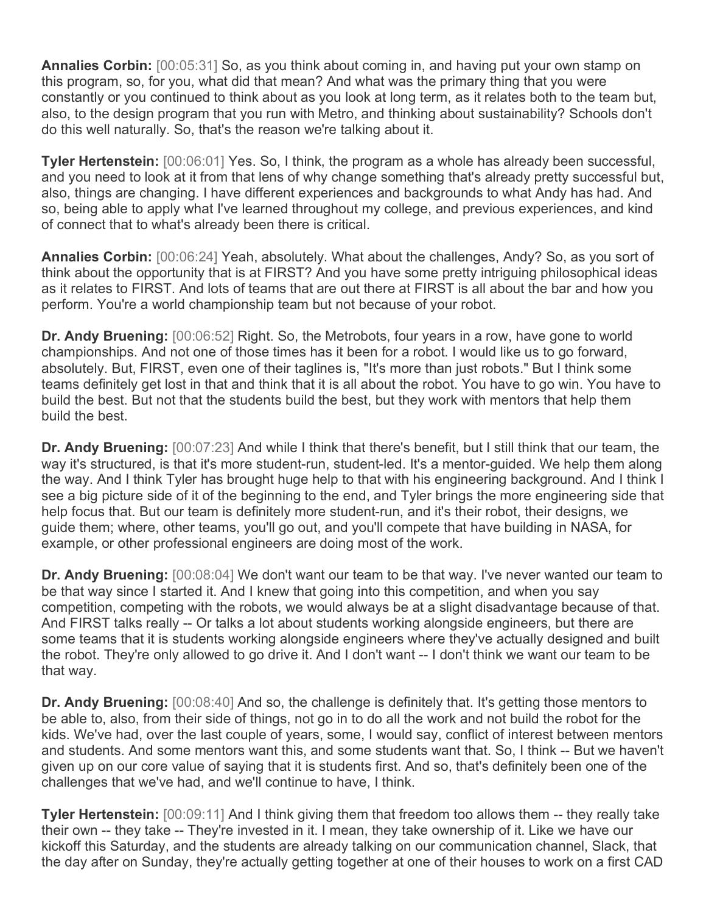**Annalies Corbin:** [00:05:31] So, as you think about coming in, and having put your own stamp on this program, so, for you, what did that mean? And what was the primary thing that you were constantly or you continued to think about as you look at long term, as it relates both to the team but, also, to the design program that you run with Metro, and thinking about sustainability? Schools don't do this well naturally. So, that's the reason we're talking about it.

**Tyler Hertenstein:** [00:06:01] Yes. So, I think, the program as a whole has already been successful, and you need to look at it from that lens of why change something that's already pretty successful but, also, things are changing. I have different experiences and backgrounds to what Andy has had. And so, being able to apply what I've learned throughout my college, and previous experiences, and kind of connect that to what's already been there is critical.

**Annalies Corbin:** [00:06:24] Yeah, absolutely. What about the challenges, Andy? So, as you sort of think about the opportunity that is at FIRST? And you have some pretty intriguing philosophical ideas as it relates to FIRST. And lots of teams that are out there at FIRST is all about the bar and how you perform. You're a world championship team but not because of your robot.

**Dr. Andy Bruening:** [00:06:52] Right. So, the Metrobots, four years in a row, have gone to world championships. And not one of those times has it been for a robot. I would like us to go forward, absolutely. But, FIRST, even one of their taglines is, "It's more than just robots." But I think some teams definitely get lost in that and think that it is all about the robot. You have to go win. You have to build the best. But not that the students build the best, but they work with mentors that help them build the best.

**Dr. Andy Bruening:** [00:07:23] And while I think that there's benefit, but I still think that our team, the way it's structured, is that it's more student-run, student-led. It's a mentor-guided. We help them along the way. And I think Tyler has brought huge help to that with his engineering background. And I think I see a big picture side of it of the beginning to the end, and Tyler brings the more engineering side that help focus that. But our team is definitely more student-run, and it's their robot, their designs, we guide them; where, other teams, you'll go out, and you'll compete that have building in NASA, for example, or other professional engineers are doing most of the work.

**Dr. Andy Bruening:** [00:08:04] We don't want our team to be that way. I've never wanted our team to be that way since I started it. And I knew that going into this competition, and when you say competition, competing with the robots, we would always be at a slight disadvantage because of that. And FIRST talks really -- Or talks a lot about students working alongside engineers, but there are some teams that it is students working alongside engineers where they've actually designed and built the robot. They're only allowed to go drive it. And I don't want -- I don't think we want our team to be that way.

**Dr. Andy Bruening:** [00:08:40] And so, the challenge is definitely that. It's getting those mentors to be able to, also, from their side of things, not go in to do all the work and not build the robot for the kids. We've had, over the last couple of years, some, I would say, conflict of interest between mentors and students. And some mentors want this, and some students want that. So, I think -- But we haven't given up on our core value of saying that it is students first. And so, that's definitely been one of the challenges that we've had, and we'll continue to have, I think.

**Tyler Hertenstein:** [00:09:11] And I think giving them that freedom too allows them -- they really take their own -- they take -- They're invested in it. I mean, they take ownership of it. Like we have our kickoff this Saturday, and the students are already talking on our communication channel, Slack, that the day after on Sunday, they're actually getting together at one of their houses to work on a first CAD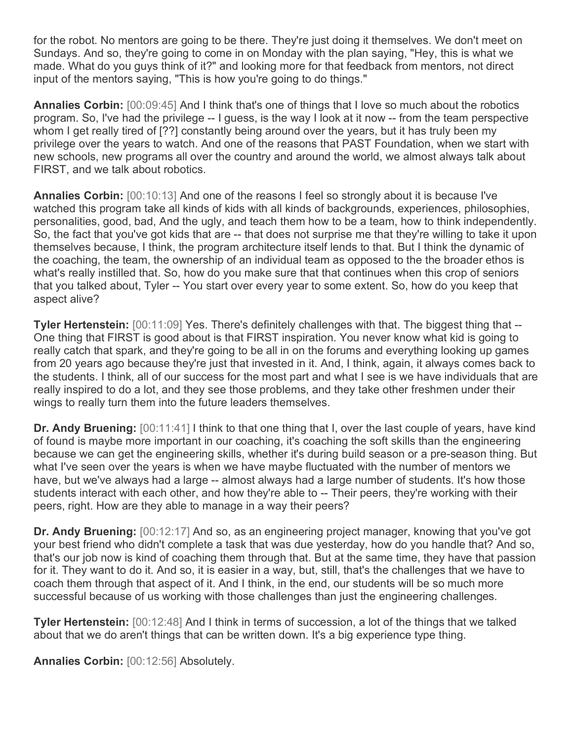for the robot. No mentors are going to be there. They're just doing it themselves. We don't meet on Sundays. And so, they're going to come in on Monday with the plan saying, "Hey, this is what we made. What do you guys think of it?" and looking more for that feedback from mentors, not direct input of the mentors saying, "This is how you're going to do things."

**Annalies Corbin:** [00:09:45] And I think that's one of things that I love so much about the robotics program. So, I've had the privilege -- I guess, is the way I look at it now -- from the team perspective whom I get really tired of [??] constantly being around over the years, but it has truly been my privilege over the years to watch. And one of the reasons that PAST Foundation, when we start with new schools, new programs all over the country and around the world, we almost always talk about FIRST, and we talk about robotics.

**Annalies Corbin:** [00:10:13] And one of the reasons I feel so strongly about it is because I've watched this program take all kinds of kids with all kinds of backgrounds, experiences, philosophies, personalities, good, bad, And the ugly, and teach them how to be a team, how to think independently. So, the fact that you've got kids that are -- that does not surprise me that they're willing to take it upon themselves because, I think, the program architecture itself lends to that. But I think the dynamic of the coaching, the team, the ownership of an individual team as opposed to the the broader ethos is what's really instilled that. So, how do you make sure that that continues when this crop of seniors that you talked about, Tyler -- You start over every year to some extent. So, how do you keep that aspect alive?

**Tyler Hertenstein:** [00:11:09] Yes. There's definitely challenges with that. The biggest thing that -- One thing that FIRST is good about is that FIRST inspiration. You never know what kid is going to really catch that spark, and they're going to be all in on the forums and everything looking up games from 20 years ago because they're just that invested in it. And, I think, again, it always comes back to the students. I think, all of our success for the most part and what I see is we have individuals that are really inspired to do a lot, and they see those problems, and they take other freshmen under their wings to really turn them into the future leaders themselves.

**Dr. Andy Bruening:** [00:11:41] I think to that one thing that I, over the last couple of years, have kind of found is maybe more important in our coaching, it's coaching the soft skills than the engineering because we can get the engineering skills, whether it's during build season or a pre-season thing. But what I've seen over the years is when we have maybe fluctuated with the number of mentors we have, but we've always had a large -- almost always had a large number of students. It's how those students interact with each other, and how they're able to -- Their peers, they're working with their peers, right. How are they able to manage in a way their peers?

**Dr. Andy Bruening:** [00:12:17] And so, as an engineering project manager, knowing that you've got your best friend who didn't complete a task that was due yesterday, how do you handle that? And so, that's our job now is kind of coaching them through that. But at the same time, they have that passion for it. They want to do it. And so, it is easier in a way, but, still, that's the challenges that we have to coach them through that aspect of it. And I think, in the end, our students will be so much more successful because of us working with those challenges than just the engineering challenges.

**Tyler Hertenstein:** [00:12:48] And I think in terms of succession, a lot of the things that we talked about that we do aren't things that can be written down. It's a big experience type thing.

**Annalies Corbin:** [00:12:56] Absolutely.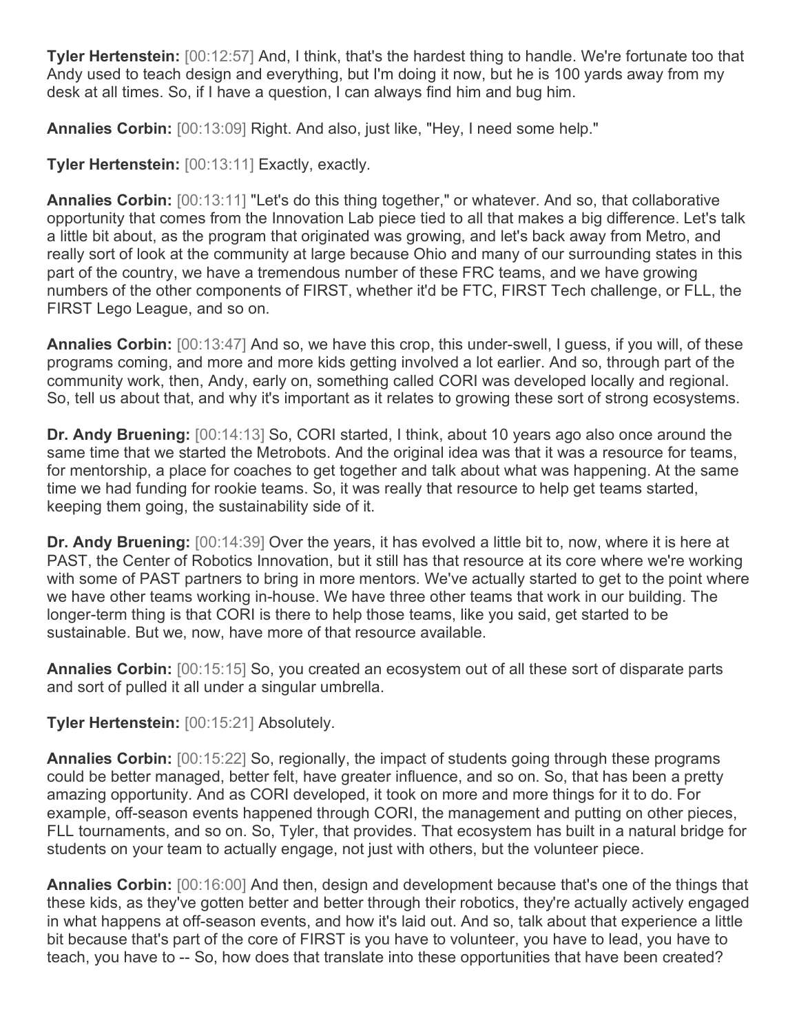**Tyler Hertenstein:** [00:12:57] And, I think, that's the hardest thing to handle. We're fortunate too that Andy used to teach design and everything, but I'm doing it now, but he is 100 yards away from my desk at all times. So, if I have a question, I can always find him and bug him.

**Annalies Corbin:** [00:13:09] Right. And also, just like, "Hey, I need some help."

**Tyler Hertenstein:** [00:13:11] Exactly, exactly.

**Annalies Corbin:** [00:13:11] "Let's do this thing together," or whatever. And so, that collaborative opportunity that comes from the Innovation Lab piece tied to all that makes a big difference. Let's talk a little bit about, as the program that originated was growing, and let's back away from Metro, and really sort of look at the community at large because Ohio and many of our surrounding states in this part of the country, we have a tremendous number of these FRC teams, and we have growing numbers of the other components of FIRST, whether it'd be FTC, FIRST Tech challenge, or FLL, the FIRST Lego League, and so on.

**Annalies Corbin:** [00:13:47] And so, we have this crop, this under-swell, I guess, if you will, of these programs coming, and more and more kids getting involved a lot earlier. And so, through part of the community work, then, Andy, early on, something called CORI was developed locally and regional. So, tell us about that, and why it's important as it relates to growing these sort of strong ecosystems.

**Dr. Andy Bruening:** [00:14:13] So, CORI started, I think, about 10 years ago also once around the same time that we started the Metrobots. And the original idea was that it was a resource for teams, for mentorship, a place for coaches to get together and talk about what was happening. At the same time we had funding for rookie teams. So, it was really that resource to help get teams started, keeping them going, the sustainability side of it.

**Dr. Andy Bruening:** [00:14:39] Over the years, it has evolved a little bit to, now, where it is here at PAST, the Center of Robotics Innovation, but it still has that resource at its core where we're working with some of PAST partners to bring in more mentors. We've actually started to get to the point where we have other teams working in-house. We have three other teams that work in our building. The longer-term thing is that CORI is there to help those teams, like you said, get started to be sustainable. But we, now, have more of that resource available.

**Annalies Corbin:** [00:15:15] So, you created an ecosystem out of all these sort of disparate parts and sort of pulled it all under a singular umbrella.

**Tyler Hertenstein:** [00:15:21] Absolutely.

**Annalies Corbin:** [00:15:22] So, regionally, the impact of students going through these programs could be better managed, better felt, have greater influence, and so on. So, that has been a pretty amazing opportunity. And as CORI developed, it took on more and more things for it to do. For example, off-season events happened through CORI, the management and putting on other pieces, FLL tournaments, and so on. So, Tyler, that provides. That ecosystem has built in a natural bridge for students on your team to actually engage, not just with others, but the volunteer piece.

**Annalies Corbin:** [00:16:00] And then, design and development because that's one of the things that these kids, as they've gotten better and better through their robotics, they're actually actively engaged in what happens at off-season events, and how it's laid out. And so, talk about that experience a little bit because that's part of the core of FIRST is you have to volunteer, you have to lead, you have to teach, you have to -- So, how does that translate into these opportunities that have been created?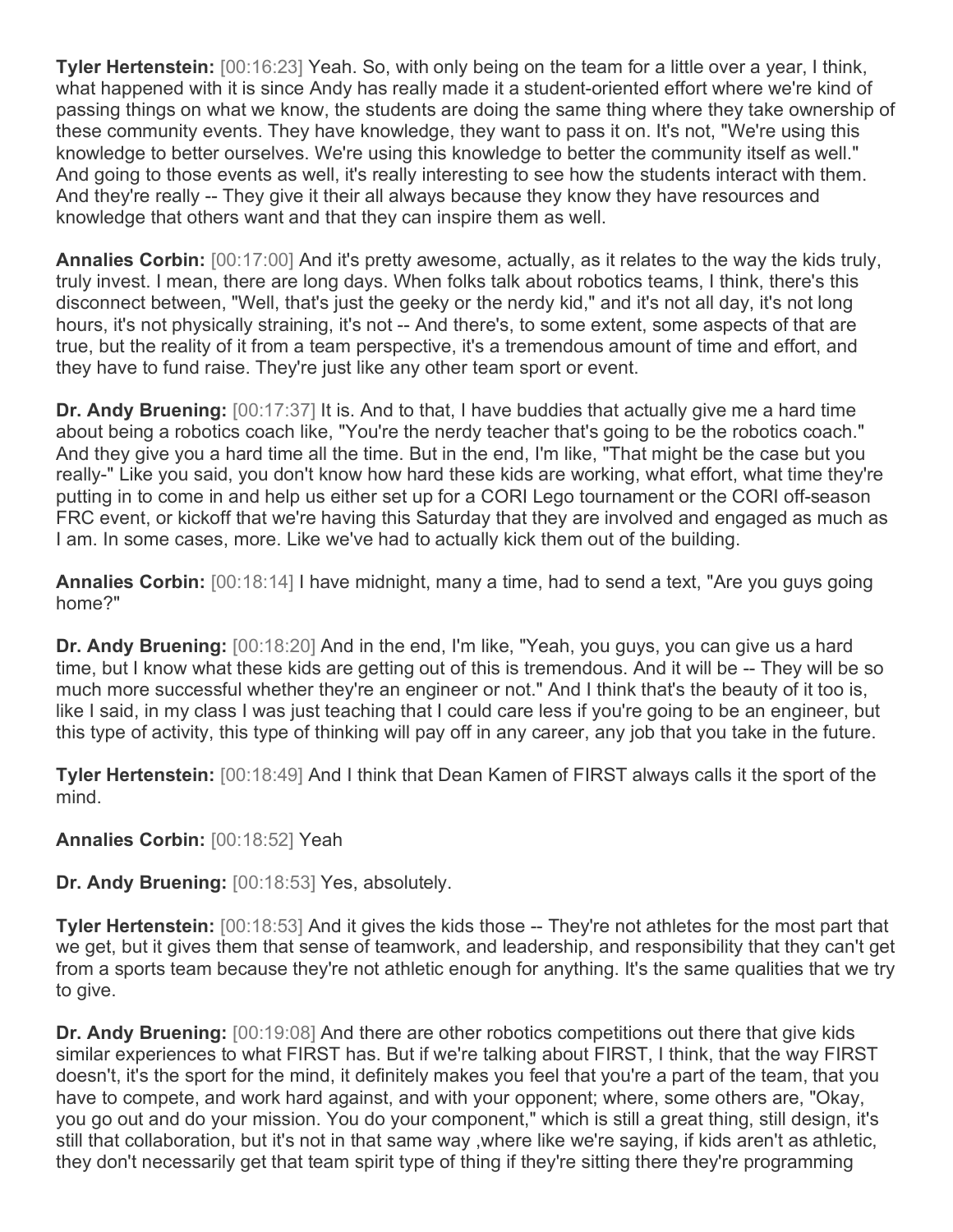**Tyler Hertenstein:** [00:16:23] Yeah. So, with only being on the team for a little over a year, I think, what happened with it is since Andy has really made it a student-oriented effort where we're kind of passing things on what we know, the students are doing the same thing where they take ownership of these community events. They have knowledge, they want to pass it on. It's not, "We're using this knowledge to better ourselves. We're using this knowledge to better the community itself as well." And going to those events as well, it's really interesting to see how the students interact with them. And they're really -- They give it their all always because they know they have resources and knowledge that others want and that they can inspire them as well.

**Annalies Corbin:** [00:17:00] And it's pretty awesome, actually, as it relates to the way the kids truly, truly invest. I mean, there are long days. When folks talk about robotics teams, I think, there's this disconnect between, "Well, that's just the geeky or the nerdy kid," and it's not all day, it's not long hours, it's not physically straining, it's not -- And there's, to some extent, some aspects of that are true, but the reality of it from a team perspective, it's a tremendous amount of time and effort, and they have to fund raise. They're just like any other team sport or event.

**Dr. Andy Bruening:** [00:17:37] It is. And to that, I have buddies that actually give me a hard time about being a robotics coach like, "You're the nerdy teacher that's going to be the robotics coach." And they give you a hard time all the time. But in the end, I'm like, "That might be the case but you really-" Like you said, you don't know how hard these kids are working, what effort, what time they're putting in to come in and help us either set up for a CORI Lego tournament or the CORI off-season FRC event, or kickoff that we're having this Saturday that they are involved and engaged as much as I am. In some cases, more. Like we've had to actually kick them out of the building.

**Annalies Corbin:** [00:18:14] I have midnight, many a time, had to send a text, "Are you guys going home?"

**Dr. Andy Bruening:** [00:18:20] And in the end, I'm like, "Yeah, you guys, you can give us a hard time, but I know what these kids are getting out of this is tremendous. And it will be -- They will be so much more successful whether they're an engineer or not." And I think that's the beauty of it too is, like I said, in my class I was just teaching that I could care less if you're going to be an engineer, but this type of activity, this type of thinking will pay off in any career, any job that you take in the future.

**Tyler Hertenstein:** [00:18:49] And I think that Dean Kamen of FIRST always calls it the sport of the mind.

**Annalies Corbin:** [00:18:52] Yeah

**Dr. Andy Bruening:** [00:18:53] Yes, absolutely.

**Tyler Hertenstein:** [00:18:53] And it gives the kids those -- They're not athletes for the most part that we get, but it gives them that sense of teamwork, and leadership, and responsibility that they can't get from a sports team because they're not athletic enough for anything. It's the same qualities that we try to give.

**Dr. Andy Bruening:** [00:19:08] And there are other robotics competitions out there that give kids similar experiences to what FIRST has. But if we're talking about FIRST, I think, that the way FIRST doesn't, it's the sport for the mind, it definitely makes you feel that you're a part of the team, that you have to compete, and work hard against, and with your opponent; where, some others are, "Okay, you go out and do your mission. You do your component," which is still a great thing, still design, it's still that collaboration, but it's not in that same way ,where like we're saying, if kids aren't as athletic, they don't necessarily get that team spirit type of thing if they're sitting there they're programming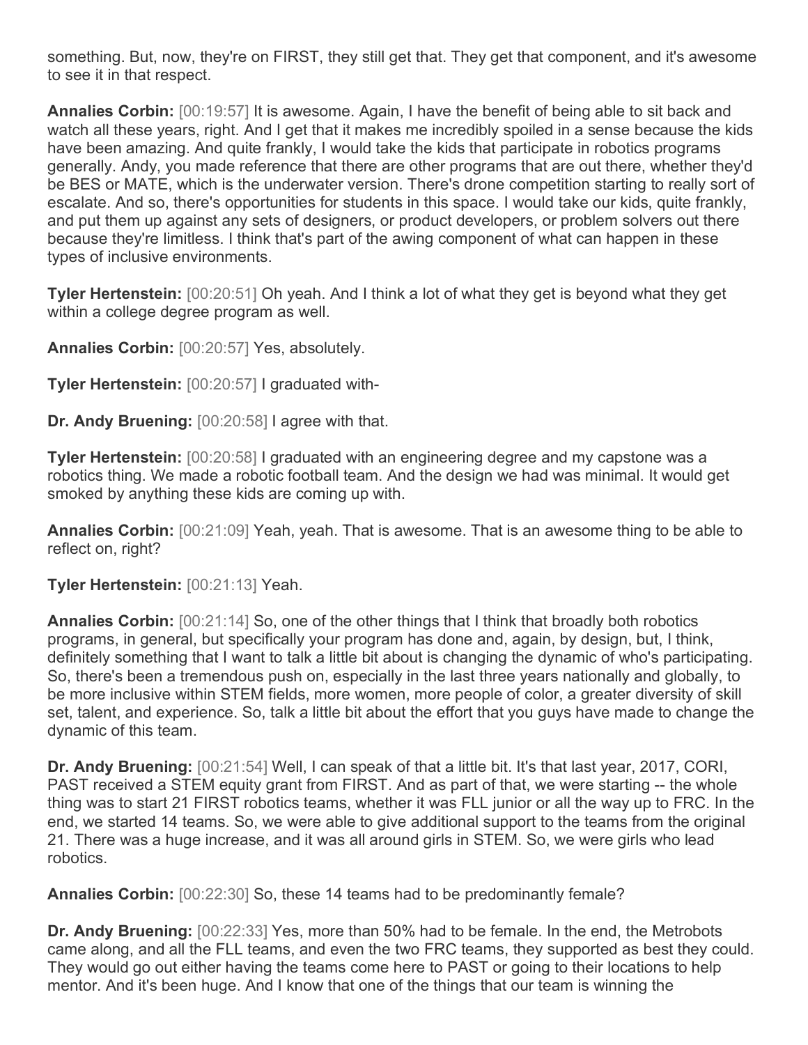something. But, now, they're on FIRST, they still get that. They get that component, and it's awesome to see it in that respect.

**Annalies Corbin:** [00:19:57] It is awesome. Again, I have the benefit of being able to sit back and watch all these years, right. And I get that it makes me incredibly spoiled in a sense because the kids have been amazing. And quite frankly, I would take the kids that participate in robotics programs generally. Andy, you made reference that there are other programs that are out there, whether they'd be BES or MATE, which is the underwater version. There's drone competition starting to really sort of escalate. And so, there's opportunities for students in this space. I would take our kids, quite frankly, and put them up against any sets of designers, or product developers, or problem solvers out there because they're limitless. I think that's part of the awing component of what can happen in these types of inclusive environments.

**Tyler Hertenstein:** [00:20:51] Oh yeah. And I think a lot of what they get is beyond what they get within a college degree program as well.

**Annalies Corbin:** [00:20:57] Yes, absolutely.

**Tyler Hertenstein:** [00:20:57] I graduated with-

**Dr. Andy Bruening:** [00:20:58] I agree with that.

**Tyler Hertenstein:** [00:20:58] I graduated with an engineering degree and my capstone was a robotics thing. We made a robotic football team. And the design we had was minimal. It would get smoked by anything these kids are coming up with.

**Annalies Corbin:** [00:21:09] Yeah, yeah. That is awesome. That is an awesome thing to be able to reflect on, right?

**Tyler Hertenstein:** [00:21:13] Yeah.

**Annalies Corbin:** [00:21:14] So, one of the other things that I think that broadly both robotics programs, in general, but specifically your program has done and, again, by design, but, I think, definitely something that I want to talk a little bit about is changing the dynamic of who's participating. So, there's been a tremendous push on, especially in the last three years nationally and globally, to be more inclusive within STEM fields, more women, more people of color, a greater diversity of skill set, talent, and experience. So, talk a little bit about the effort that you guys have made to change the dynamic of this team.

**Dr. Andy Bruening:** [00:21:54] Well, I can speak of that a little bit. It's that last year, 2017, CORI, PAST received a STEM equity grant from FIRST. And as part of that, we were starting -- the whole thing was to start 21 FIRST robotics teams, whether it was FLL junior or all the way up to FRC. In the end, we started 14 teams. So, we were able to give additional support to the teams from the original 21. There was a huge increase, and it was all around girls in STEM. So, we were girls who lead robotics.

**Annalies Corbin:** [00:22:30] So, these 14 teams had to be predominantly female?

**Dr. Andy Bruening:** [00:22:33] Yes, more than 50% had to be female. In the end, the Metrobots came along, and all the FLL teams, and even the two FRC teams, they supported as best they could. They would go out either having the teams come here to PAST or going to their locations to help mentor. And it's been huge. And I know that one of the things that our team is winning the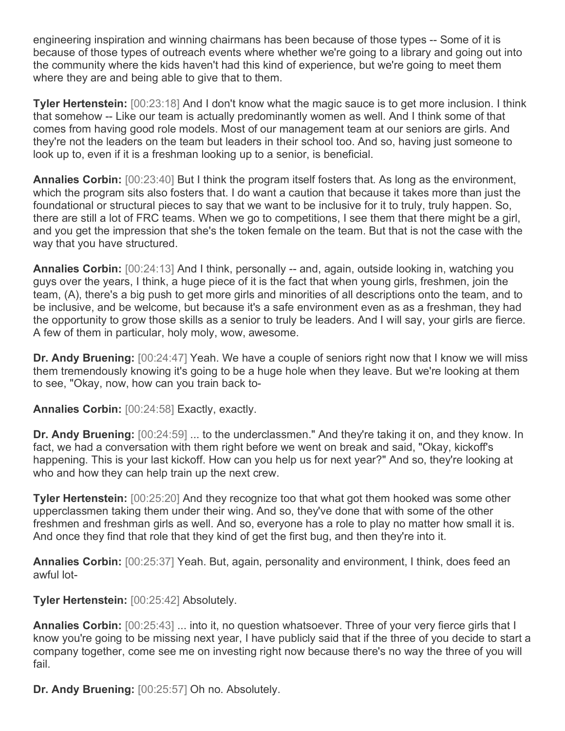engineering inspiration and winning chairmans has been because of those types -- Some of it is because of those types of outreach events where whether we're going to a library and going out into the community where the kids haven't had this kind of experience, but we're going to meet them where they are and being able to give that to them.

**Tyler Hertenstein:** [00:23:18] And I don't know what the magic sauce is to get more inclusion. I think that somehow -- Like our team is actually predominantly women as well. And I think some of that comes from having good role models. Most of our management team at our seniors are girls. And they're not the leaders on the team but leaders in their school too. And so, having just someone to look up to, even if it is a freshman looking up to a senior, is beneficial.

**Annalies Corbin:** [00:23:40] But I think the program itself fosters that. As long as the environment, which the program sits also fosters that. I do want a caution that because it takes more than just the foundational or structural pieces to say that we want to be inclusive for it to truly, truly happen. So, there are still a lot of FRC teams. When we go to competitions, I see them that there might be a girl, and you get the impression that she's the token female on the team. But that is not the case with the way that you have structured.

**Annalies Corbin:** [00:24:13] And I think, personally -- and, again, outside looking in, watching you guys over the years, I think, a huge piece of it is the fact that when young girls, freshmen, join the team, (A), there's a big push to get more girls and minorities of all descriptions onto the team, and to be inclusive, and be welcome, but because it's a safe environment even as as a freshman, they had the opportunity to grow those skills as a senior to truly be leaders. And I will say, your girls are fierce. A few of them in particular, holy moly, wow, awesome.

**Dr. Andy Bruening:** [00:24:47] Yeah. We have a couple of seniors right now that I know we will miss them tremendously knowing it's going to be a huge hole when they leave. But we're looking at them to see, "Okay, now, how can you train back to-

**Annalies Corbin:** [00:24:58] Exactly, exactly.

**Dr. Andy Bruening:** [00:24:59] ... to the underclassmen." And they're taking it on, and they know. In fact, we had a conversation with them right before we went on break and said, "Okay, kickoff's happening. This is your last kickoff. How can you help us for next year?" And so, they're looking at who and how they can help train up the next crew.

**Tyler Hertenstein:** [00:25:20] And they recognize too that what got them hooked was some other upperclassmen taking them under their wing. And so, they've done that with some of the other freshmen and freshman girls as well. And so, everyone has a role to play no matter how small it is. And once they find that role that they kind of get the first bug, and then they're into it.

**Annalies Corbin:** [00:25:37] Yeah. But, again, personality and environment, I think, does feed an awful lot-

**Tyler Hertenstein:** [00:25:42] Absolutely.

**Annalies Corbin:** [00:25:43] ... into it, no question whatsoever. Three of your very fierce girls that I know you're going to be missing next year, I have publicly said that if the three of you decide to start a company together, come see me on investing right now because there's no way the three of you will fail.

**Dr. Andy Bruening:** [00:25:57] Oh no. Absolutely.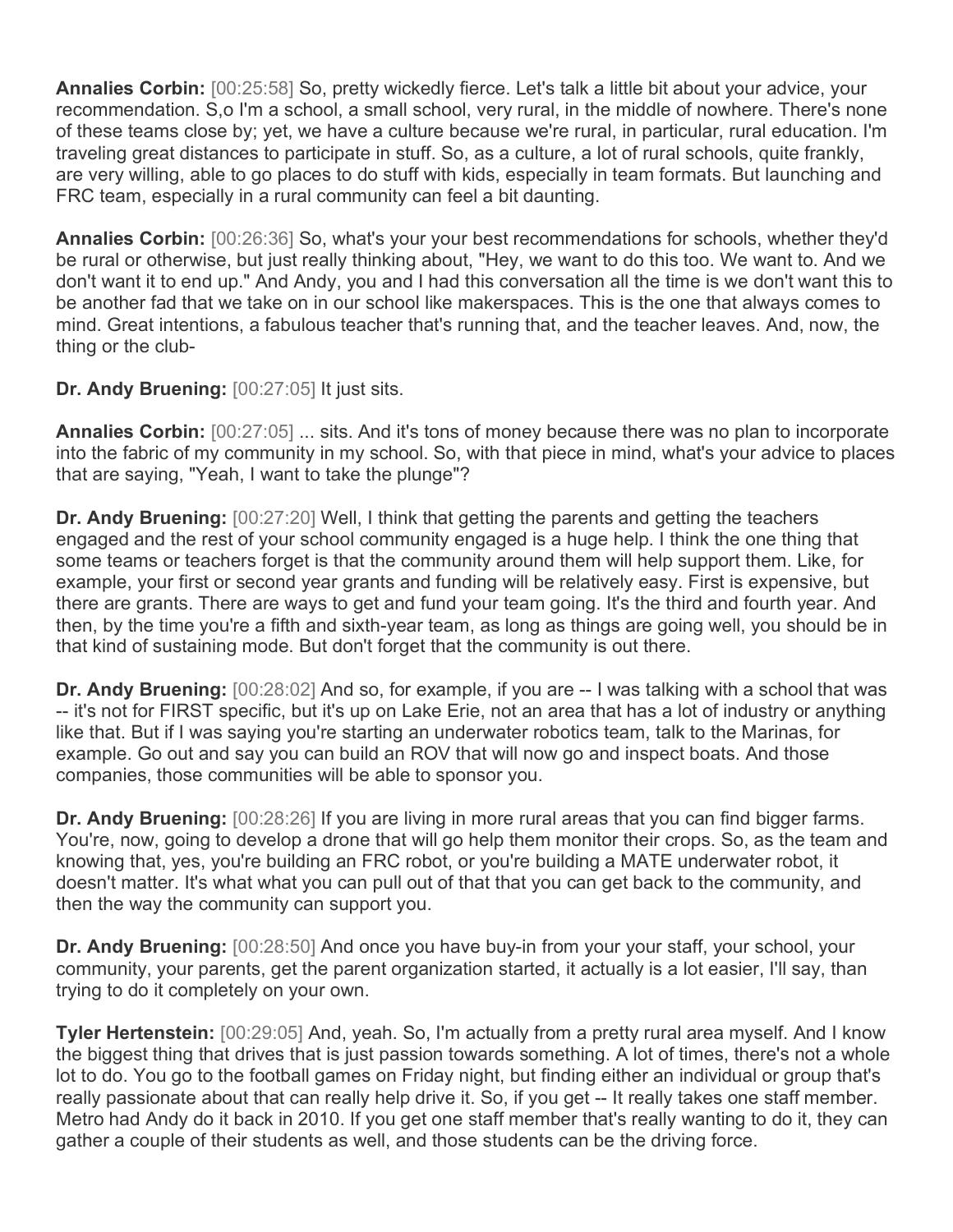**Annalies Corbin:** [00:25:58] So, pretty wickedly fierce. Let's talk a little bit about your advice, your recommendation. S,o I'm a school, a small school, very rural, in the middle of nowhere. There's none of these teams close by; yet, we have a culture because we're rural, in particular, rural education. I'm traveling great distances to participate in stuff. So, as a culture, a lot of rural schools, quite frankly, are very willing, able to go places to do stuff with kids, especially in team formats. But launching and FRC team, especially in a rural community can feel a bit daunting.

**Annalies Corbin:** [00:26:36] So, what's your your best recommendations for schools, whether they'd be rural or otherwise, but just really thinking about, "Hey, we want to do this too. We want to. And we don't want it to end up." And Andy, you and I had this conversation all the time is we don't want this to be another fad that we take on in our school like makerspaces. This is the one that always comes to mind. Great intentions, a fabulous teacher that's running that, and the teacher leaves. And, now, the thing or the club-

**Dr. Andy Bruening:** [00:27:05] It just sits.

**Annalies Corbin:** [00:27:05] ... sits. And it's tons of money because there was no plan to incorporate into the fabric of my community in my school. So, with that piece in mind, what's your advice to places that are saying, "Yeah, I want to take the plunge"?

**Dr. Andy Bruening:** [00:27:20] Well, I think that getting the parents and getting the teachers engaged and the rest of your school community engaged is a huge help. I think the one thing that some teams or teachers forget is that the community around them will help support them. Like, for example, your first or second year grants and funding will be relatively easy. First is expensive, but there are grants. There are ways to get and fund your team going. It's the third and fourth year. And then, by the time you're a fifth and sixth-year team, as long as things are going well, you should be in that kind of sustaining mode. But don't forget that the community is out there.

**Dr. Andy Bruening:** [00:28:02] And so, for example, if you are -- I was talking with a school that was -- it's not for FIRST specific, but it's up on Lake Erie, not an area that has a lot of industry or anything like that. But if I was saying you're starting an underwater robotics team, talk to the Marinas, for example. Go out and say you can build an ROV that will now go and inspect boats. And those companies, those communities will be able to sponsor you.

**Dr. Andy Bruening:** [00:28:26] If you are living in more rural areas that you can find bigger farms. You're, now, going to develop a drone that will go help them monitor their crops. So, as the team and knowing that, yes, you're building an FRC robot, or you're building a MATE underwater robot, it doesn't matter. It's what what you can pull out of that that you can get back to the community, and then the way the community can support you.

**Dr. Andy Bruening:** [00:28:50] And once you have buy-in from your your staff, your school, your community, your parents, get the parent organization started, it actually is a lot easier, I'll say, than trying to do it completely on your own.

**Tyler Hertenstein:** [00:29:05] And, yeah. So, I'm actually from a pretty rural area myself. And I know the biggest thing that drives that is just passion towards something. A lot of times, there's not a whole lot to do. You go to the football games on Friday night, but finding either an individual or group that's really passionate about that can really help drive it. So, if you get -- It really takes one staff member. Metro had Andy do it back in 2010. If you get one staff member that's really wanting to do it, they can gather a couple of their students as well, and those students can be the driving force.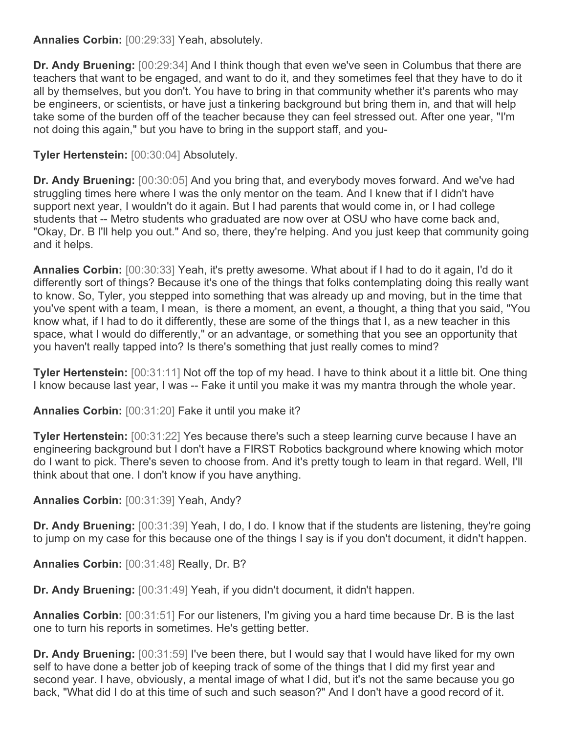**Annalies Corbin:** [00:29:33] Yeah, absolutely.

**Dr. Andy Bruening:** [00:29:34] And I think though that even we've seen in Columbus that there are teachers that want to be engaged, and want to do it, and they sometimes feel that they have to do it all by themselves, but you don't. You have to bring in that community whether it's parents who may be engineers, or scientists, or have just a tinkering background but bring them in, and that will help take some of the burden off of the teacher because they can feel stressed out. After one year, "I'm not doing this again," but you have to bring in the support staff, and you-

**Tyler Hertenstein:** [00:30:04] Absolutely.

**Dr. Andy Bruening:** [00:30:05] And you bring that, and everybody moves forward. And we've had struggling times here where I was the only mentor on the team. And I knew that if I didn't have support next year, I wouldn't do it again. But I had parents that would come in, or I had college students that -- Metro students who graduated are now over at OSU who have come back and, "Okay, Dr. B I'll help you out." And so, there, they're helping. And you just keep that community going and it helps.

**Annalies Corbin:** [00:30:33] Yeah, it's pretty awesome. What about if I had to do it again, I'd do it differently sort of things? Because it's one of the things that folks contemplating doing this really want to know. So, Tyler, you stepped into something that was already up and moving, but in the time that you've spent with a team, I mean, is there a moment, an event, a thought, a thing that you said, "You know what, if I had to do it differently, these are some of the things that I, as a new teacher in this space, what I would do differently," or an advantage, or something that you see an opportunity that you haven't really tapped into? Is there's something that just really comes to mind?

**Tyler Hertenstein:** [00:31:11] Not off the top of my head. I have to think about it a little bit. One thing I know because last year, I was -- Fake it until you make it was my mantra through the whole year.

**Annalies Corbin:** [00:31:20] Fake it until you make it?

**Tyler Hertenstein:** [00:31:22] Yes because there's such a steep learning curve because I have an engineering background but I don't have a FIRST Robotics background where knowing which motor do I want to pick. There's seven to choose from. And it's pretty tough to learn in that regard. Well, I'll think about that one. I don't know if you have anything.

**Annalies Corbin:** [00:31:39] Yeah, Andy?

**Dr. Andy Bruening:** [00:31:39] Yeah, I do, I do. I know that if the students are listening, they're going to jump on my case for this because one of the things I say is if you don't document, it didn't happen.

**Annalies Corbin:** [00:31:48] Really, Dr. B?

**Dr. Andy Bruening:** [00:31:49] Yeah, if you didn't document, it didn't happen.

**Annalies Corbin:** [00:31:51] For our listeners, I'm giving you a hard time because Dr. B is the last one to turn his reports in sometimes. He's getting better.

**Dr. Andy Bruening:** [00:31:59] I've been there, but I would say that I would have liked for my own self to have done a better job of keeping track of some of the things that I did my first year and second year. I have, obviously, a mental image of what I did, but it's not the same because you go back, "What did I do at this time of such and such season?" And I don't have a good record of it.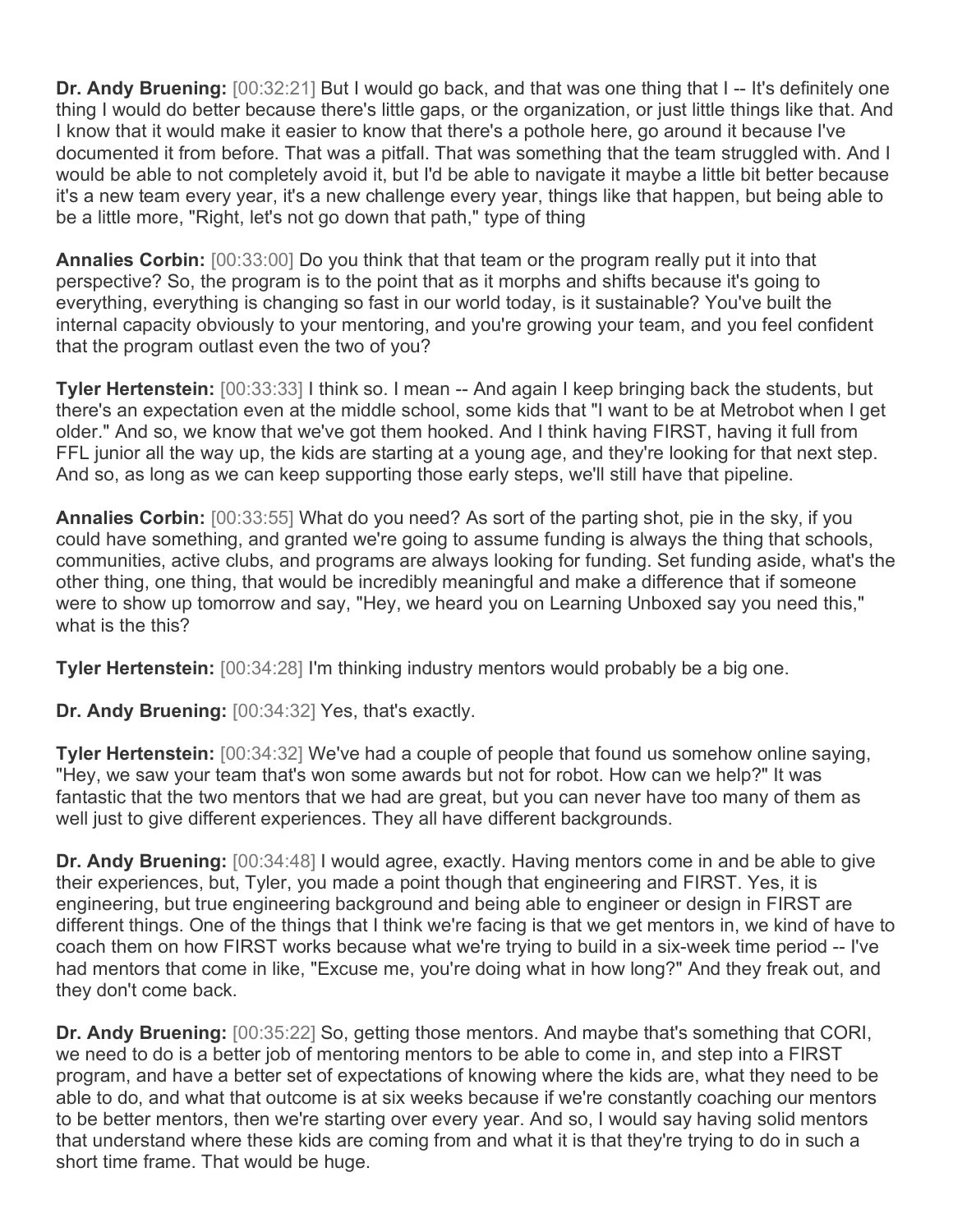**Dr. Andy Bruening:** [00:32:21] But I would go back, and that was one thing that I -- It's definitely one thing I would do better because there's little gaps, or the organization, or just little things like that. And I know that it would make it easier to know that there's a pothole here, go around it because I've documented it from before. That was a pitfall. That was something that the team struggled with. And I would be able to not completely avoid it, but I'd be able to navigate it maybe a little bit better because it's a new team every year, it's a new challenge every year, things like that happen, but being able to be a little more, "Right, let's not go down that path," type of thing

**Annalies Corbin:** [00:33:00] Do you think that that team or the program really put it into that perspective? So, the program is to the point that as it morphs and shifts because it's going to everything, everything is changing so fast in our world today, is it sustainable? You've built the internal capacity obviously to your mentoring, and you're growing your team, and you feel confident that the program outlast even the two of you?

**Tyler Hertenstein:** [00:33:33] I think so. I mean -- And again I keep bringing back the students, but there's an expectation even at the middle school, some kids that "I want to be at Metrobot when I get older." And so, we know that we've got them hooked. And I think having FIRST, having it full from FFL junior all the way up, the kids are starting at a young age, and they're looking for that next step. And so, as long as we can keep supporting those early steps, we'll still have that pipeline.

**Annalies Corbin:** [00:33:55] What do you need? As sort of the parting shot, pie in the sky, if you could have something, and granted we're going to assume funding is always the thing that schools, communities, active clubs, and programs are always looking for funding. Set funding aside, what's the other thing, one thing, that would be incredibly meaningful and make a difference that if someone were to show up tomorrow and say, "Hey, we heard you on Learning Unboxed say you need this," what is the this?

**Tyler Hertenstein:** [00:34:28] I'm thinking industry mentors would probably be a big one.

**Dr. Andy Bruening:** [00:34:32] Yes, that's exactly.

**Tyler Hertenstein:** [00:34:32] We've had a couple of people that found us somehow online saying, "Hey, we saw your team that's won some awards but not for robot. How can we help?" It was fantastic that the two mentors that we had are great, but you can never have too many of them as well just to give different experiences. They all have different backgrounds.

**Dr. Andy Bruening:** [00:34:48] I would agree, exactly. Having mentors come in and be able to give their experiences, but, Tyler, you made a point though that engineering and FIRST. Yes, it is engineering, but true engineering background and being able to engineer or design in FIRST are different things. One of the things that I think we're facing is that we get mentors in, we kind of have to coach them on how FIRST works because what we're trying to build in a six-week time period -- I've had mentors that come in like, "Excuse me, you're doing what in how long?" And they freak out, and they don't come back.

**Dr. Andy Bruening:** [00:35:22] So, getting those mentors. And maybe that's something that CORI, we need to do is a better job of mentoring mentors to be able to come in, and step into a FIRST program, and have a better set of expectations of knowing where the kids are, what they need to be able to do, and what that outcome is at six weeks because if we're constantly coaching our mentors to be better mentors, then we're starting over every year. And so, I would say having solid mentors that understand where these kids are coming from and what it is that they're trying to do in such a short time frame. That would be huge.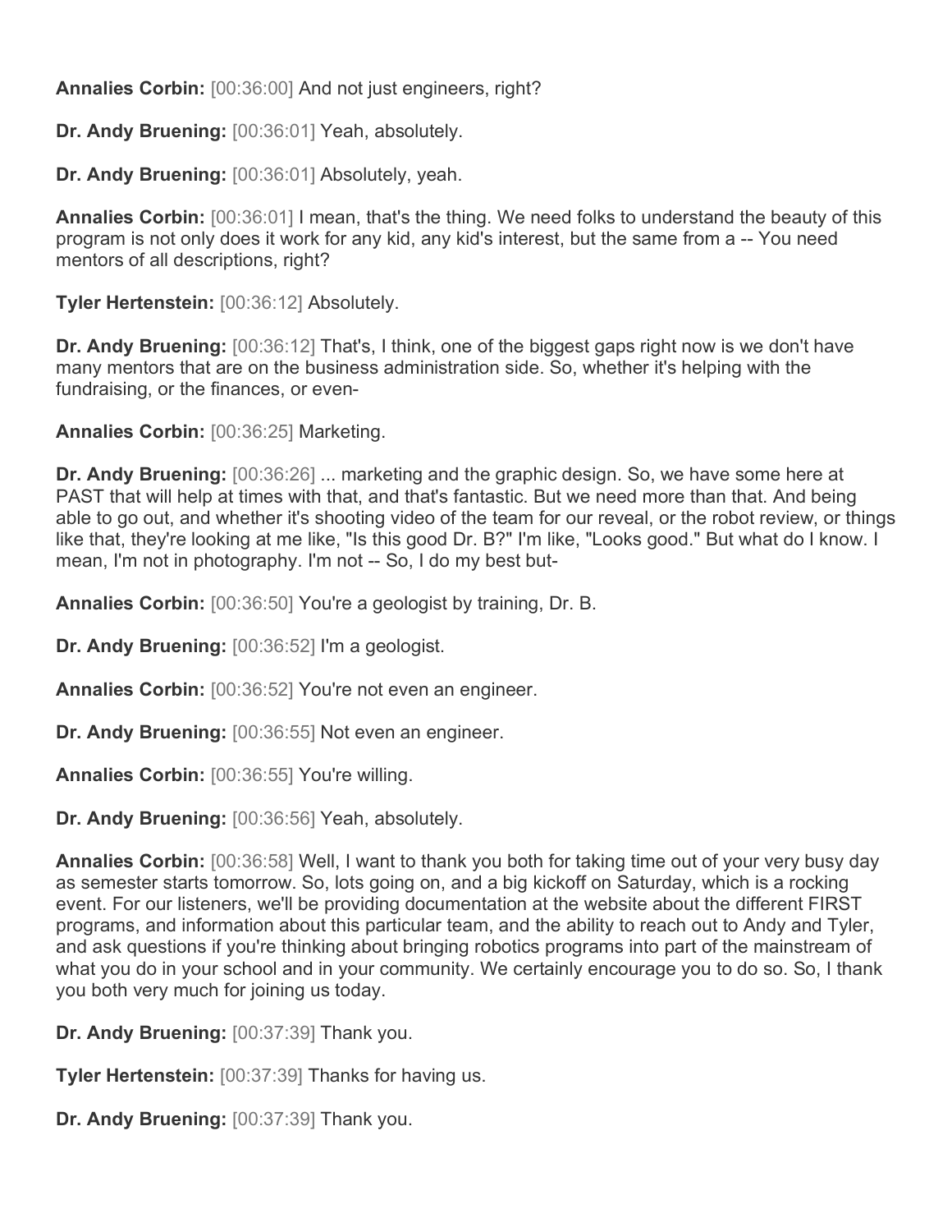**Annalies Corbin:** [00:36:00] And not just engineers, right?

**Dr. Andy Bruening:** [00:36:01] Yeah, absolutely.

**Dr. Andy Bruening:** [00:36:01] Absolutely, yeah.

**Annalies Corbin:** [00:36:01] I mean, that's the thing. We need folks to understand the beauty of this program is not only does it work for any kid, any kid's interest, but the same from a -- You need mentors of all descriptions, right?

**Tyler Hertenstein:** [00:36:12] Absolutely.

**Dr. Andy Bruening:** [00:36:12] That's, I think, one of the biggest gaps right now is we don't have many mentors that are on the business administration side. So, whether it's helping with the fundraising, or the finances, or even-

**Annalies Corbin:** [00:36:25] Marketing.

**Dr. Andy Bruening:** [00:36:26] ... marketing and the graphic design. So, we have some here at PAST that will help at times with that, and that's fantastic. But we need more than that. And being able to go out, and whether it's shooting video of the team for our reveal, or the robot review, or things like that, they're looking at me like, "Is this good Dr. B?" I'm like, "Looks good." But what do I know. I mean, I'm not in photography. I'm not -- So, I do my best but-

**Annalies Corbin:** [00:36:50] You're a geologist by training, Dr. B.

**Dr. Andy Bruening:** [00:36:52] I'm a geologist.

**Annalies Corbin:** [00:36:52] You're not even an engineer.

**Dr. Andy Bruening:** [00:36:55] Not even an engineer.

**Annalies Corbin:** [00:36:55] You're willing.

**Dr. Andy Bruening:** [00:36:56] Yeah, absolutely.

**Annalies Corbin:** [00:36:58] Well, I want to thank you both for taking time out of your very busy day as semester starts tomorrow. So, lots going on, and a big kickoff on Saturday, which is a rocking event. For our listeners, we'll be providing documentation at the website about the different FIRST programs, and information about this particular team, and the ability to reach out to Andy and Tyler, and ask questions if you're thinking about bringing robotics programs into part of the mainstream of what you do in your school and in your community. We certainly encourage you to do so. So, I thank you both very much for joining us today.

**Dr. Andy Bruening:** [00:37:39] Thank you.

**Tyler Hertenstein:** [00:37:39] Thanks for having us.

**Dr. Andy Bruening:** [00:37:39] Thank you.